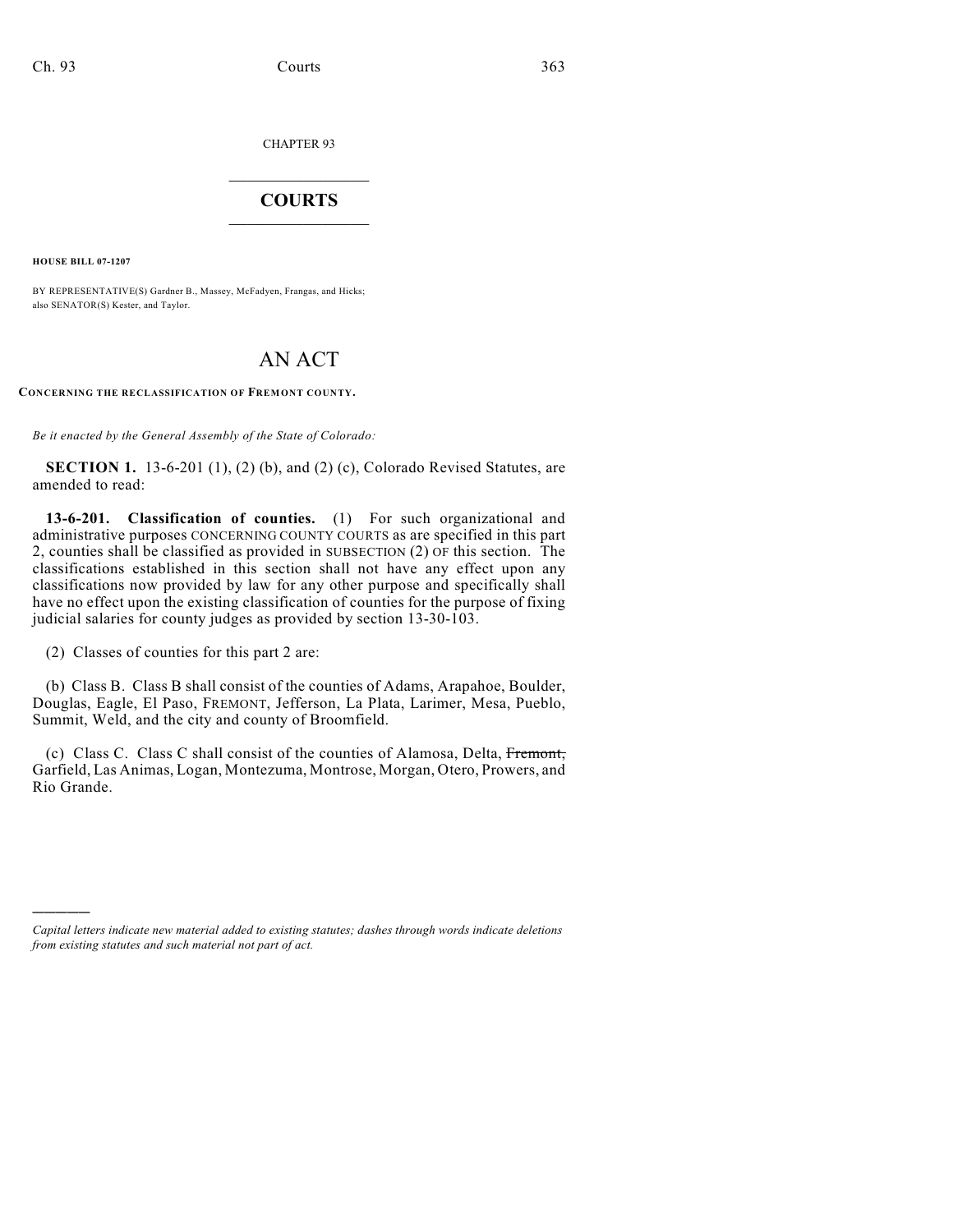CHAPTER 93

# COURTS

**HOUSE BILL 07-1207**

BY REPRESENTATIVE(S) Gardner B., Massey, McFadyen, Frangas, and Hicks; also SENATOR(S) Kester, and Taylor.

# AN ACT

**CONCERNING THE RECLASSIFICATION OF FREMONT COUNTY.**

*Be it enacted by the General Assembly of the State of Colorado:*

**SECTION 1.** 13-6-201 (1), (2) (b), and (2) (c), Colorado Revised Statutes, are amended to read:

**13-6-201. Classification of counties.** (1) For such organizational and administrative purposes CONCERNING COUNTY COURTS as are specified in this part 2, counties shall be classified as provided in SUBSECTION (2) OF this section. The classifications established in this section shall not have any effect upon any classifications now provided by law for any other purpose and specifically shall have no effect upon the existing classification of counties for the purpose of fixing judicial salaries for county judges as provided by section 13-30-103.

(2) Classes of counties for this part 2 are:

(b) Class B. Class B shall consist of the counties of Adams, Arapahoe, Boulder, Douglas, Eagle, El Paso, FREMONT, Jefferson, La Plata, Larimer, Mesa, Pueblo, Summit, Weld, and the city and county of Broomfield.

(c) Class C. Class C shall consist of the counties of Alamosa, Delta, ~~Fremont,~~ Garfield, Las Animas, Logan, Montezuma, Montrose, Morgan, Otero, Prowers, and Rio Grande.

————

*Capital letters indicate new material added to existing statutes; dashes through words indicate deletions from existing statutes and such material not part of act.*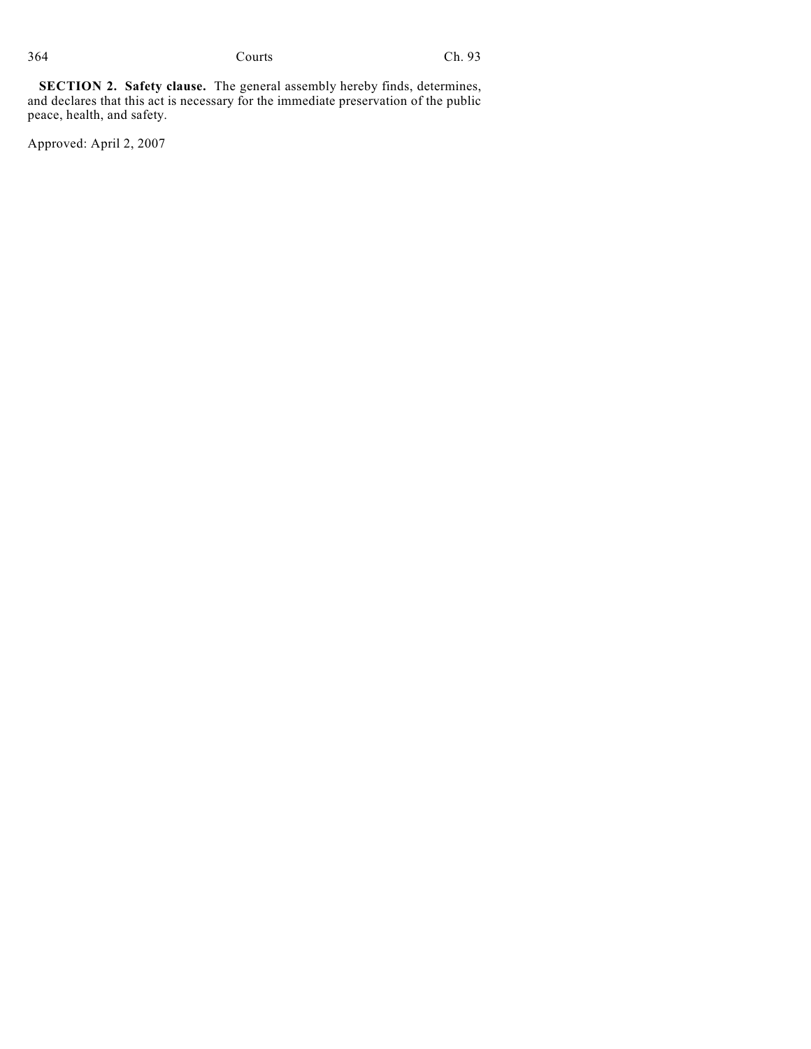**SECTION 2. Safety clause.** The general assembly hereby finds, determines, and declares that this act is necessary for the immediate preservation of the public peace, health, and safety.

Approved: April 2, 2007